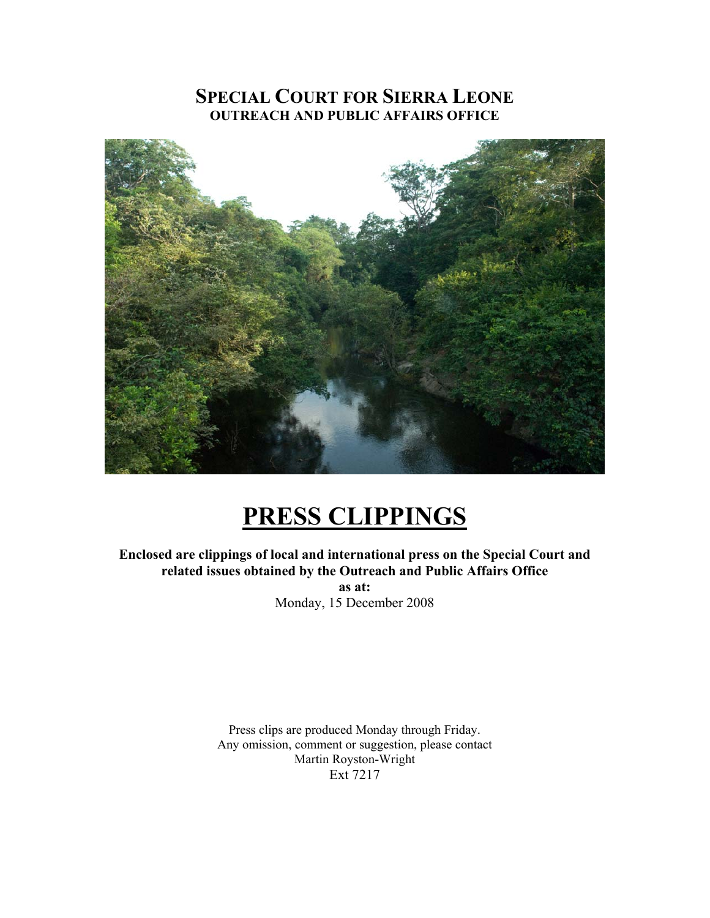# SPECIAL COURT FOR SIERRA LEONE
## OUTREACH AND PUBLIC AFFAIRS OFFICE

# PRESS CLIPPINGS

**Enclosed are clippings of local and international press on the Special Court and related issues obtained by the Outreach and Public Affairs Office as at:**

Monday, 15 December 2008

Press clips are produced Monday through Friday.
Any omission, comment or suggestion, please contact
Martin Royston-Wright
Ext 7217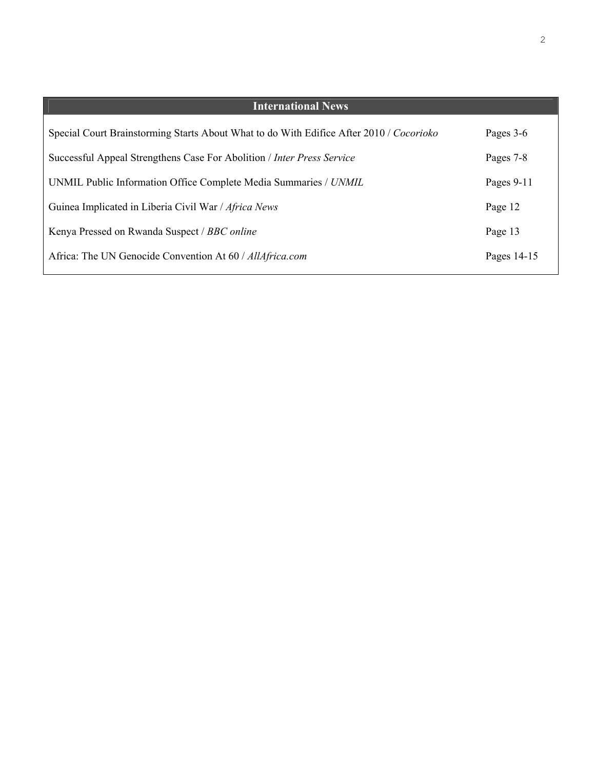## International News

| | |
|---|---|
| Special Court Brainstorming Starts About What to do With Edifice After 2010 / *Cocorioko* | Pages 3-6 |
| Successful Appeal Strengthens Case For Abolition / *Inter Press Service* | Pages 7-8 |
| UNMIL Public Information Office Complete Media Summaries / *UNMIL* | Pages 9-11 |
| Guinea Implicated in Liberia Civil War / *Africa News* | Page 12 |
| Kenya Pressed on Rwanda Suspect / *BBC online* | Page 13 |
| Africa: The UN Genocide Convention At 60 / *AllAfrica.com* | Pages 14-15 |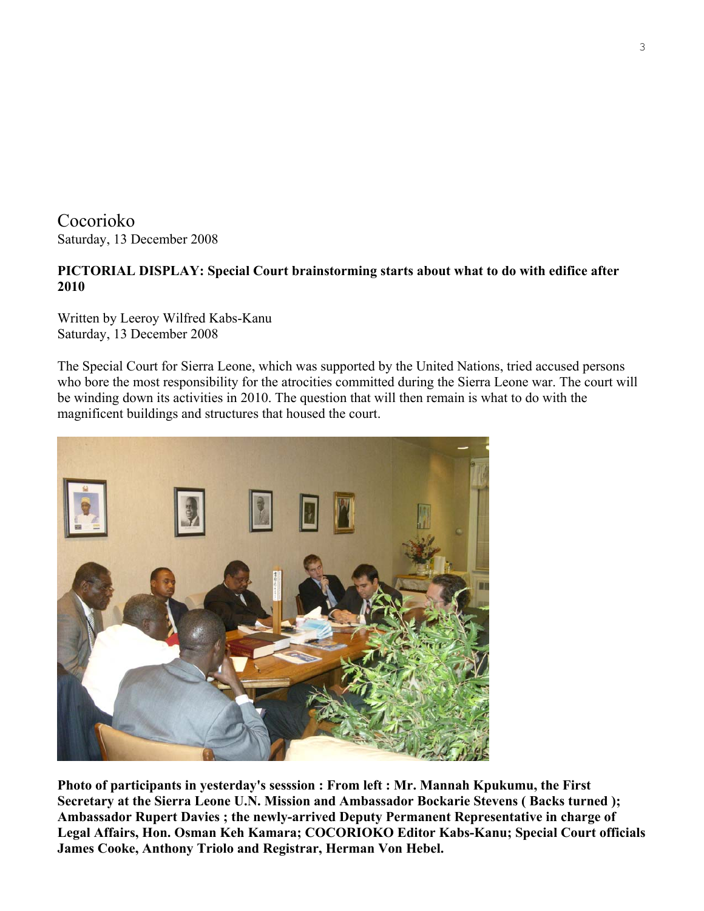Cocorioko
Saturday, 13 December 2008

**PICTORIAL DISPLAY: Special Court brainstorming starts about what to do with edifice after 2010**

Written by Leeroy Wilfred Kabs-Kanu
Saturday, 13 December 2008

The Special Court for Sierra Leone, which was supported by the United Nations, tried accused persons who bore the most responsibility for the atrocities committed during the Sierra Leone war. The court will be winding down its activities in 2010. The question that will then remain is what to do with the magnificent buildings and structures that housed the court.

**Photo of participants in yesterday's sesssion : From left : Mr. Mannah Kpukumu, the First Secretary at the Sierra Leone U.N. Mission and Ambassador Bockarie Stevens ( Backs turned ); Ambassador Rupert Davies ; the newly-arrived Deputy Permanent Representative in charge of Legal Affairs, Hon. Osman Keh Kamara; COCORIOKO Editor Kabs-Kanu; Special Court officials James Cooke, Anthony Triolo and Registrar, Herman Von Hebel.**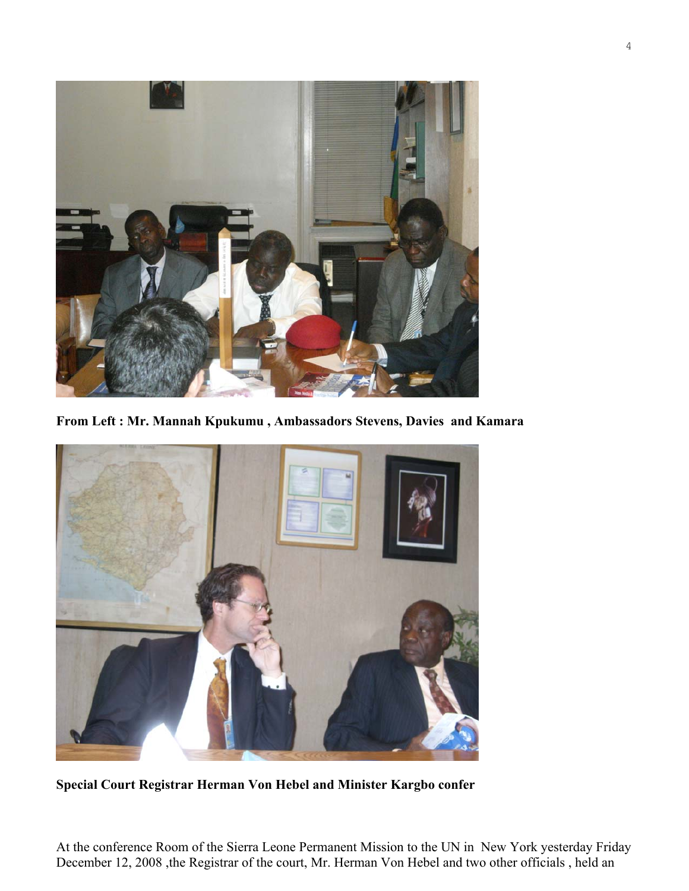**From Left : Mr. Mannah Kpukumu , Ambassadors Stevens, Davies and Kamara**

**Special Court Registrar Herman Von Hebel and Minister Kargbo confer**

At the conference Room of the Sierra Leone Permanent Mission to the UN in New York yesterday Friday December 12, 2008 ,the Registrar of the court, Mr. Herman Von Hebel and two other officials , held an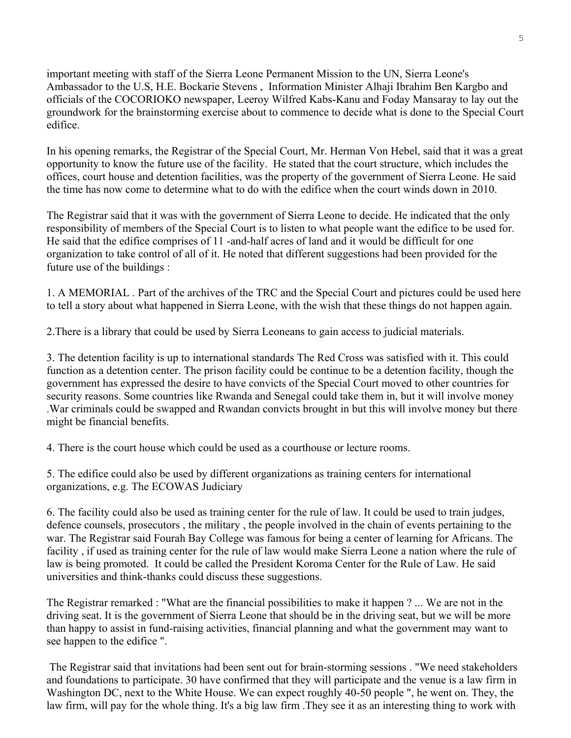important meeting with staff of the Sierra Leone Permanent Mission to the UN, Sierra Leone's Ambassador to the U.S, H.E. Bockarie Stevens , Information Minister Alhaji Ibrahim Ben Kargbo and officials of the COCORIOKO newspaper, Leeroy Wilfred Kabs-Kanu and Foday Mansaray to lay out the groundwork for the brainstorming exercise about to commence to decide what is done to the Special Court edifice.

In his opening remarks, the Registrar of the Special Court, Mr. Herman Von Hebel, said that it was a great opportunity to know the future use of the facility. He stated that the court structure, which includes the offices, court house and detention facilities, was the property of the government of Sierra Leone. He said the time has now come to determine what to do with the edifice when the court winds down in 2010.

The Registrar said that it was with the government of Sierra Leone to decide. He indicated that the only responsibility of members of the Special Court is to listen to what people want the edifice to be used for. He said that the edifice comprises of 11 -and-half acres of land and it would be difficult for one organization to take control of all of it. He noted that different suggestions had been provided for the future use of the buildings :

1. A MEMORIAL . Part of the archives of the TRC and the Special Court and pictures could be used here to tell a story about what happened in Sierra Leone, with the wish that these things do not happen again.

2.There is a library that could be used by Sierra Leoneans to gain access to judicial materials.

3. The detention facility is up to international standards The Red Cross was satisfied with it. This could function as a detention center. The prison facility could be continue to be a detention facility, though the government has expressed the desire to have convicts of the Special Court moved to other countries for security reasons. Some countries like Rwanda and Senegal could take them in, but it will involve money .War criminals could be swapped and Rwandan convicts brought in but this will involve money but there might be financial benefits.

4. There is the court house which could be used as a courthouse or lecture rooms.

5. The edifice could also be used by different organizations as training centers for international organizations, e.g. The ECOWAS Judiciary

6. The facility could also be used as training center for the rule of law. It could be used to train judges, defence counsels, prosecutors , the military , the people involved in the chain of events pertaining to the war. The Registrar said Fourah Bay College was famous for being a center of learning for Africans. The facility , if used as training center for the rule of law would make Sierra Leone a nation where the rule of law is being promoted. It could be called the President Koroma Center for the Rule of Law. He said universities and think-thanks could discuss these suggestions.

The Registrar remarked : "What are the financial possibilities to make it happen ? ... We are not in the driving seat. It is the government of Sierra Leone that should be in the driving seat, but we will be more than happy to assist in fund-raising activities, financial planning and what the government may want to see happen to the edifice ".

The Registrar said that invitations had been sent out for brain-storming sessions . "We need stakeholders and foundations to participate. 30 have confirmed that they will participate and the venue is a law firm in Washington DC, next to the White House. We can expect roughly 40-50 people ", he went on. They, the law firm, will pay for the whole thing. It's a big law firm .They see it as an interesting thing to work with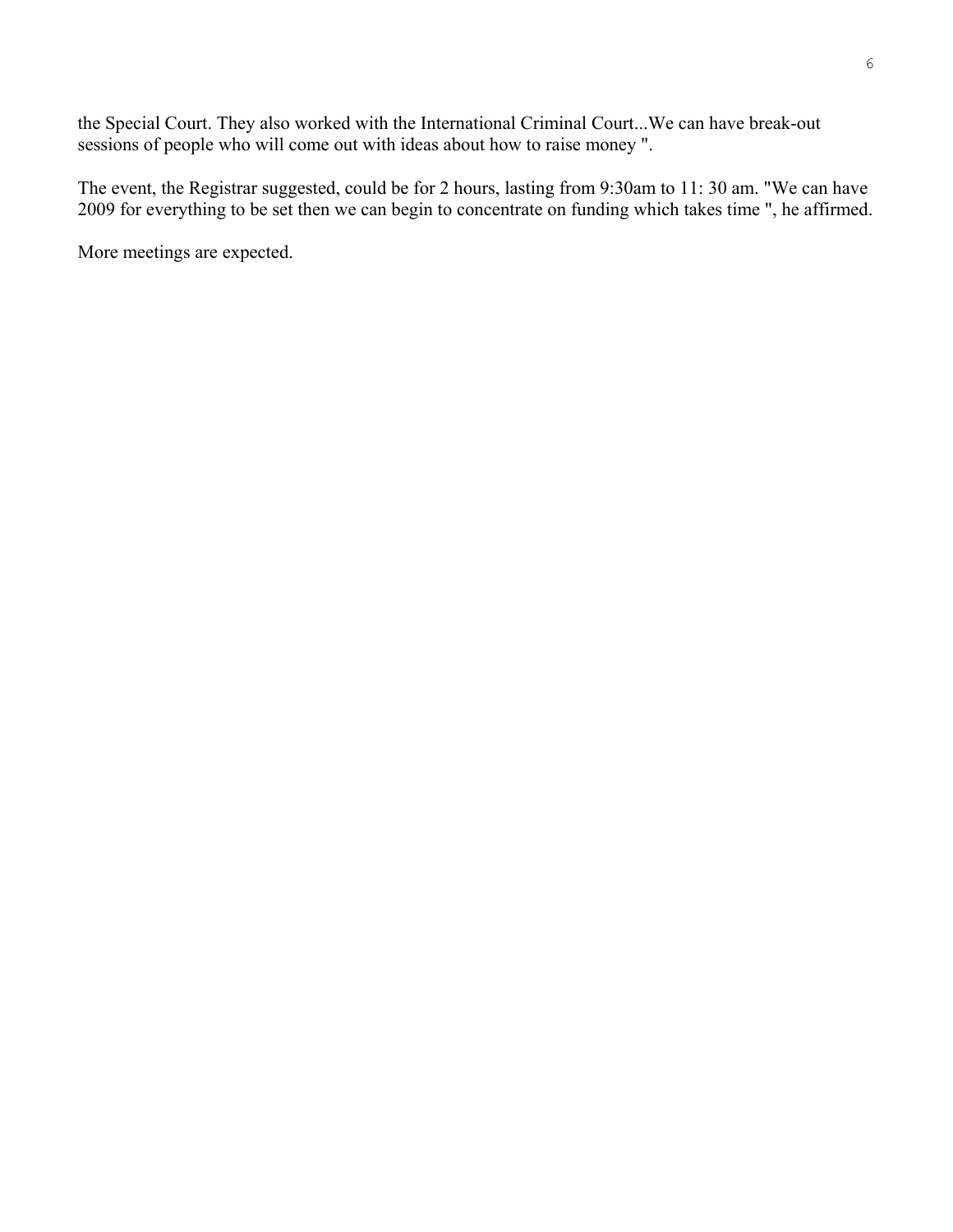the Special Court. They also worked with the International Criminal Court...We can have break-out sessions of people who will come out with ideas about how to raise money ".

The event, the Registrar suggested, could be for 2 hours, lasting from 9:30am to 11: 30 am. "We can have 2009 for everything to be set then we can begin to concentrate on funding which takes time ", he affirmed.

More meetings are expected.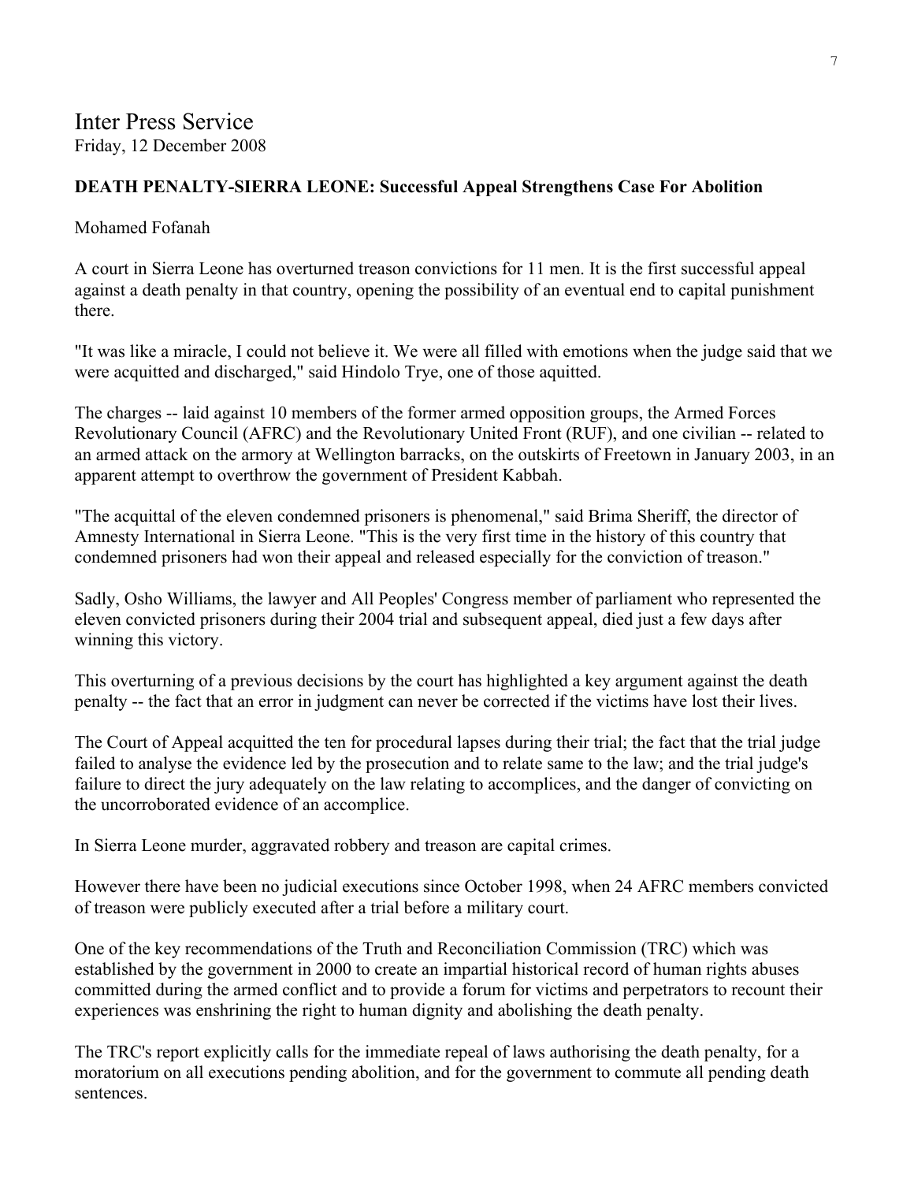Inter Press Service
Friday, 12 December 2008

**DEATH PENALTY-SIERRA LEONE: Successful Appeal Strengthens Case For Abolition**

Mohamed Fofanah

A court in Sierra Leone has overturned treason convictions for 11 men. It is the first successful appeal against a death penalty in that country, opening the possibility of an eventual end to capital punishment there.

"It was like a miracle, I could not believe it. We were all filled with emotions when the judge said that we were acquitted and discharged," said Hindolo Trye, one of those aquitted.

The charges -- laid against 10 members of the former armed opposition groups, the Armed Forces Revolutionary Council (AFRC) and the Revolutionary United Front (RUF), and one civilian -- related to an armed attack on the armory at Wellington barracks, on the outskirts of Freetown in January 2003, in an apparent attempt to overthrow the government of President Kabbah.

"The acquittal of the eleven condemned prisoners is phenomenal," said Brima Sheriff, the director of Amnesty International in Sierra Leone. "This is the very first time in the history of this country that condemned prisoners had won their appeal and released especially for the conviction of treason."

Sadly, Osho Williams, the lawyer and All Peoples' Congress member of parliament who represented the eleven convicted prisoners during their 2004 trial and subsequent appeal, died just a few days after winning this victory.

This overturning of a previous decisions by the court has highlighted a key argument against the death penalty -- the fact that an error in judgment can never be corrected if the victims have lost their lives.

The Court of Appeal acquitted the ten for procedural lapses during their trial; the fact that the trial judge failed to analyse the evidence led by the prosecution and to relate same to the law; and the trial judge's failure to direct the jury adequately on the law relating to accomplices, and the danger of convicting on the uncorroborated evidence of an accomplice.

In Sierra Leone murder, aggravated robbery and treason are capital crimes.

However there have been no judicial executions since October 1998, when 24 AFRC members convicted of treason were publicly executed after a trial before a military court.

One of the key recommendations of the Truth and Reconciliation Commission (TRC) which was established by the government in 2000 to create an impartial historical record of human rights abuses committed during the armed conflict and to provide a forum for victims and perpetrators to recount their experiences was enshrining the right to human dignity and abolishing the death penalty.

The TRC's report explicitly calls for the immediate repeal of laws authorising the death penalty, for a moratorium on all executions pending abolition, and for the government to commute all pending death sentences.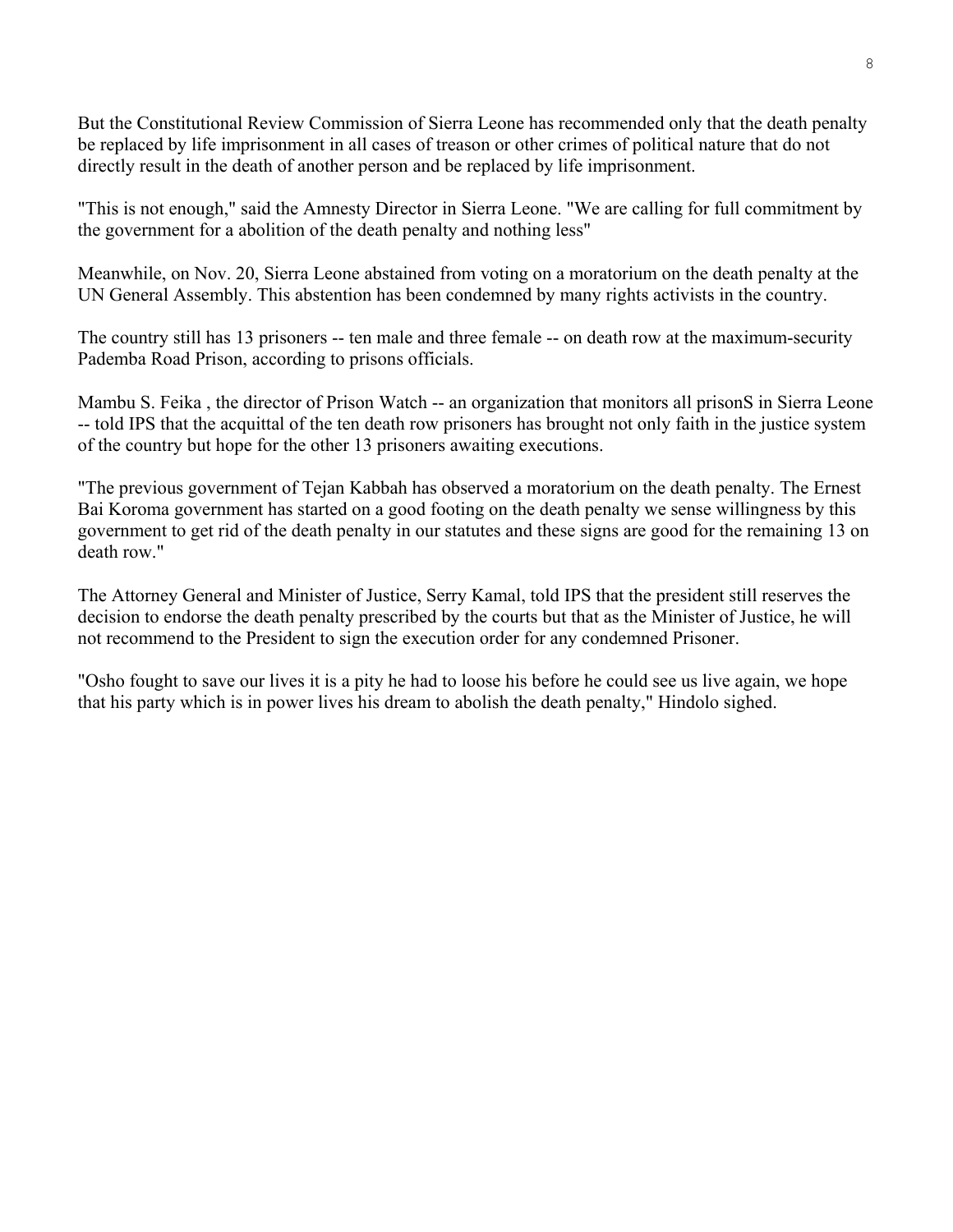But the Constitutional Review Commission of Sierra Leone has recommended only that the death penalty be replaced by life imprisonment in all cases of treason or other crimes of political nature that do not directly result in the death of another person and be replaced by life imprisonment.

"This is not enough," said the Amnesty Director in Sierra Leone. "We are calling for full commitment by the government for a abolition of the death penalty and nothing less"

Meanwhile, on Nov. 20, Sierra Leone abstained from voting on a moratorium on the death penalty at the UN General Assembly. This abstention has been condemned by many rights activists in the country.

The country still has 13 prisoners -- ten male and three female -- on death row at the maximum-security Pademba Road Prison, according to prisons officials.

Mambu S. Feika , the director of Prison Watch -- an organization that monitors all prisonS in Sierra Leone -- told IPS that the acquittal of the ten death row prisoners has brought not only faith in the justice system of the country but hope for the other 13 prisoners awaiting executions.

"The previous government of Tejan Kabbah has observed a moratorium on the death penalty. The Ernest Bai Koroma government has started on a good footing on the death penalty we sense willingness by this government to get rid of the death penalty in our statutes and these signs are good for the remaining 13 on death row."

The Attorney General and Minister of Justice, Serry Kamal, told IPS that the president still reserves the decision to endorse the death penalty prescribed by the courts but that as the Minister of Justice, he will not recommend to the President to sign the execution order for any condemned Prisoner.

"Osho fought to save our lives it is a pity he had to loose his before he could see us live again, we hope that his party which is in power lives his dream to abolish the death penalty," Hindolo sighed.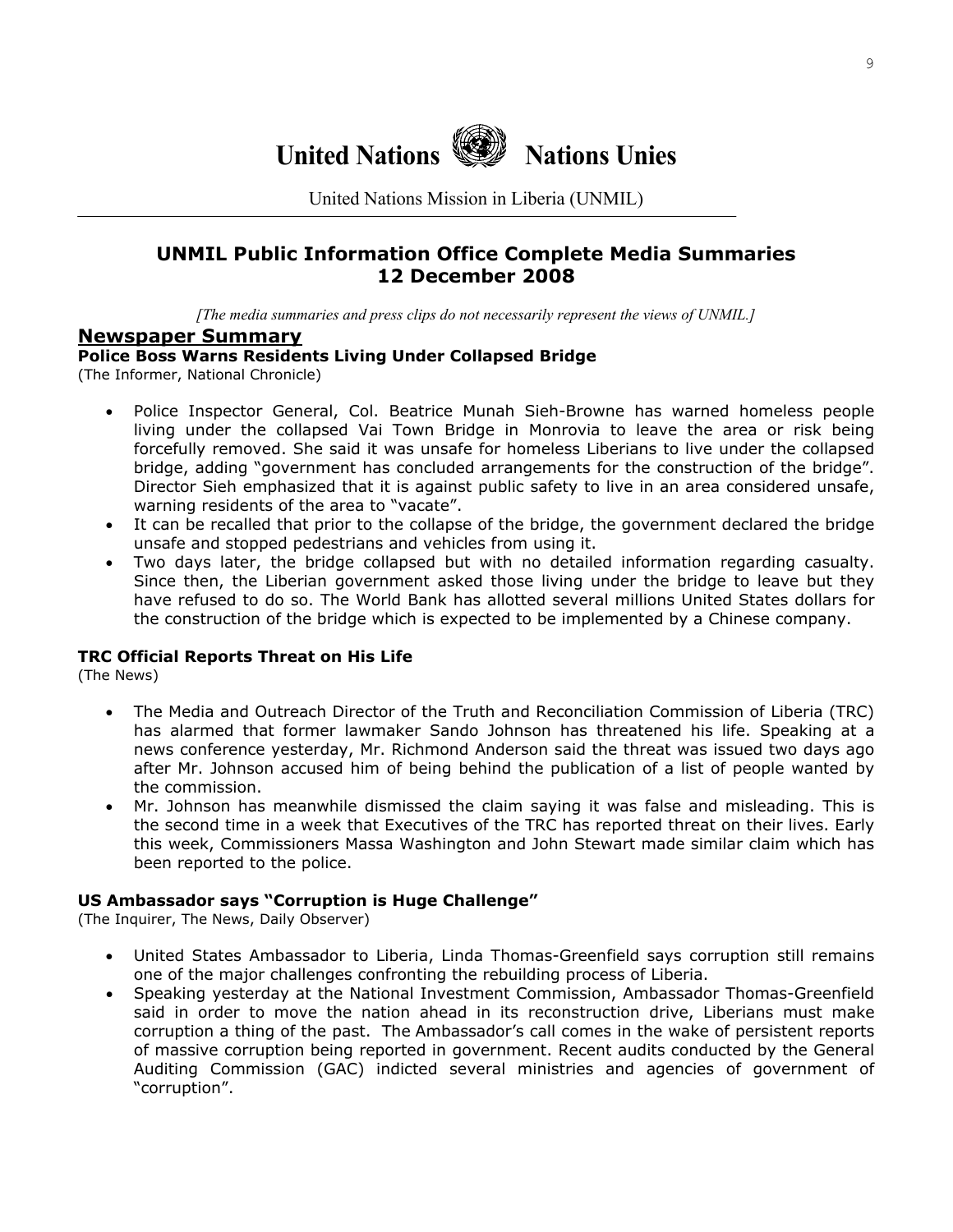# United Nations Nations Unies

United Nations Mission in Liberia (UNMIL)

## UNMIL Public Information Office Complete Media Summaries 12 December 2008

*[The media summaries and press clips do not necessarily represent the views of UNMIL.]*

## Newspaper Summary

### Police Boss Warns Residents Living Under Collapsed Bridge

(The Informer, National Chronicle)

- Police Inspector General, Col. Beatrice Munah Sieh-Browne has warned homeless people living under the collapsed Vai Town Bridge in Monrovia to leave the area or risk being forcefully removed. She said it was unsafe for homeless Liberians to live under the collapsed bridge, adding "government has concluded arrangements for the construction of the bridge". Director Sieh emphasized that it is against public safety to live in an area considered unsafe, warning residents of the area to "vacate".
- It can be recalled that prior to the collapse of the bridge, the government declared the bridge unsafe and stopped pedestrians and vehicles from using it.
- Two days later, the bridge collapsed but with no detailed information regarding casualty. Since then, the Liberian government asked those living under the bridge to leave but they have refused to do so. The World Bank has allotted several millions United States dollars for the construction of the bridge which is expected to be implemented by a Chinese company.

### TRC Official Reports Threat on His Life

(The News)

- The Media and Outreach Director of the Truth and Reconciliation Commission of Liberia (TRC) has alarmed that former lawmaker Sando Johnson has threatened his life. Speaking at a news conference yesterday, Mr. Richmond Anderson said the threat was issued two days ago after Mr. Johnson accused him of being behind the publication of a list of people wanted by the commission.
- Mr. Johnson has meanwhile dismissed the claim saying it was false and misleading. This is the second time in a week that Executives of the TRC has reported threat on their lives. Early this week, Commissioners Massa Washington and John Stewart made similar claim which has been reported to the police.

### US Ambassador says "Corruption is Huge Challenge"

(The Inquirer, The News, Daily Observer)

- United States Ambassador to Liberia, Linda Thomas-Greenfield says corruption still remains one of the major challenges confronting the rebuilding process of Liberia.
- Speaking yesterday at the National Investment Commission, Ambassador Thomas-Greenfield said in order to move the nation ahead in its reconstruction drive, Liberians must make corruption a thing of the past. The Ambassador's call comes in the wake of persistent reports of massive corruption being reported in government. Recent audits conducted by the General Auditing Commission (GAC) indicted several ministries and agencies of government of "corruption".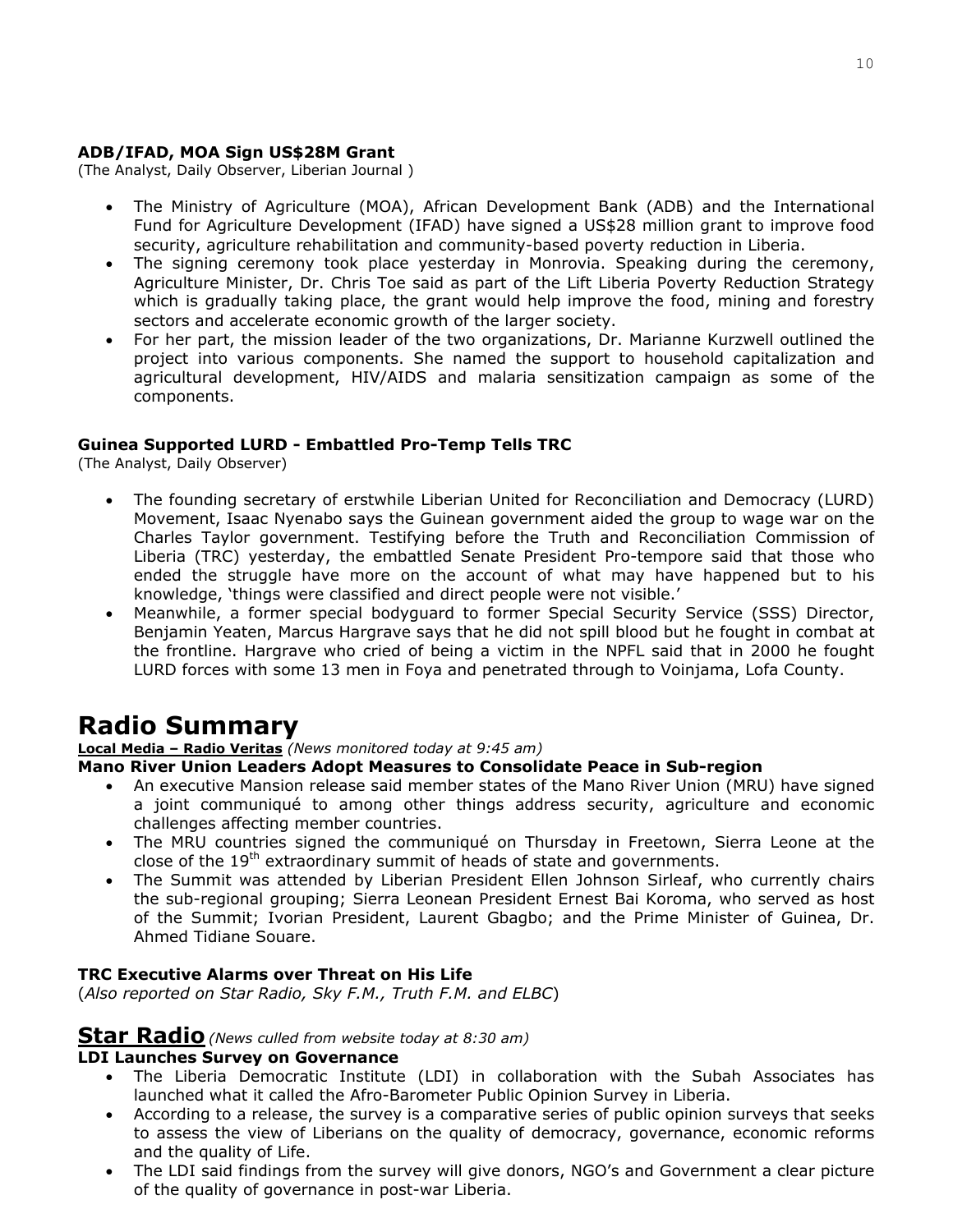**ADB/IFAD, MOA Sign US$28M Grant**
(The Analyst, Daily Observer, Liberian Journal )

- The Ministry of Agriculture (MOA), African Development Bank (ADB) and the International Fund for Agriculture Development (IFAD) have signed a US$28 million grant to improve food security, agriculture rehabilitation and community-based poverty reduction in Liberia.
- The signing ceremony took place yesterday in Monrovia. Speaking during the ceremony, Agriculture Minister, Dr. Chris Toe said as part of the Lift Liberia Poverty Reduction Strategy which is gradually taking place, the grant would help improve the food, mining and forestry sectors and accelerate economic growth of the larger society.
- For her part, the mission leader of the two organizations, Dr. Marianne Kurzwell outlined the project into various components. She named the support to household capitalization and agricultural development, HIV/AIDS and malaria sensitization campaign as some of the components.

**Guinea Supported LURD - Embattled Pro-Temp Tells TRC**
(The Analyst, Daily Observer)

- The founding secretary of erstwhile Liberian United for Reconciliation and Democracy (LURD) Movement, Isaac Nyenabo says the Guinean government aided the group to wage war on the Charles Taylor government. Testifying before the Truth and Reconciliation Commission of Liberia (TRC) yesterday, the embattled Senate President Pro-tempore said that those who ended the struggle have more on the account of what may have happened but to his knowledge, 'things were classified and direct people were not visible.'
- Meanwhile, a former special bodyguard to former Special Security Service (SSS) Director, Benjamin Yeaten, Marcus Hargrave says that he did not spill blood but he fought in combat at the frontline. Hargrave who cried of being a victim in the NPFL said that in 2000 he fought LURD forces with some 13 men in Foya and penetrated through to Voinjama, Lofa County.

# Radio Summary

**Local Media – Radio Veritas** *(News monitored today at 9:45 am)*

**Mano River Union Leaders Adopt Measures to Consolidate Peace in Sub-region**

- An executive Mansion release said member states of the Mano River Union (MRU) have signed a joint communiqué to among other things address security, agriculture and economic challenges affecting member countries.
- The MRU countries signed the communiqué on Thursday in Freetown, Sierra Leone at the close of the 19th extraordinary summit of heads of state and governments.
- The Summit was attended by Liberian President Ellen Johnson Sirleaf, who currently chairs the sub-regional grouping; Sierra Leonean President Ernest Bai Koroma, who served as host of the Summit; Ivorian President, Laurent Gbagbo; and the Prime Minister of Guinea, Dr. Ahmed Tidiane Souare.

**TRC Executive Alarms over Threat on His Life**
(*Also reported on Star Radio, Sky F.M., Truth F.M. and ELBC*)

## Star Radio *(News culled from website today at 8:30 am)*

**LDI Launches Survey on Governance**

- The Liberia Democratic Institute (LDI) in collaboration with the Subah Associates has launched what it called the Afro-Barometer Public Opinion Survey in Liberia.
- According to a release, the survey is a comparative series of public opinion surveys that seeks to assess the view of Liberians on the quality of democracy, governance, economic reforms and the quality of Life.
- The LDI said findings from the survey will give donors, NGO's and Government a clear picture of the quality of governance in post-war Liberia.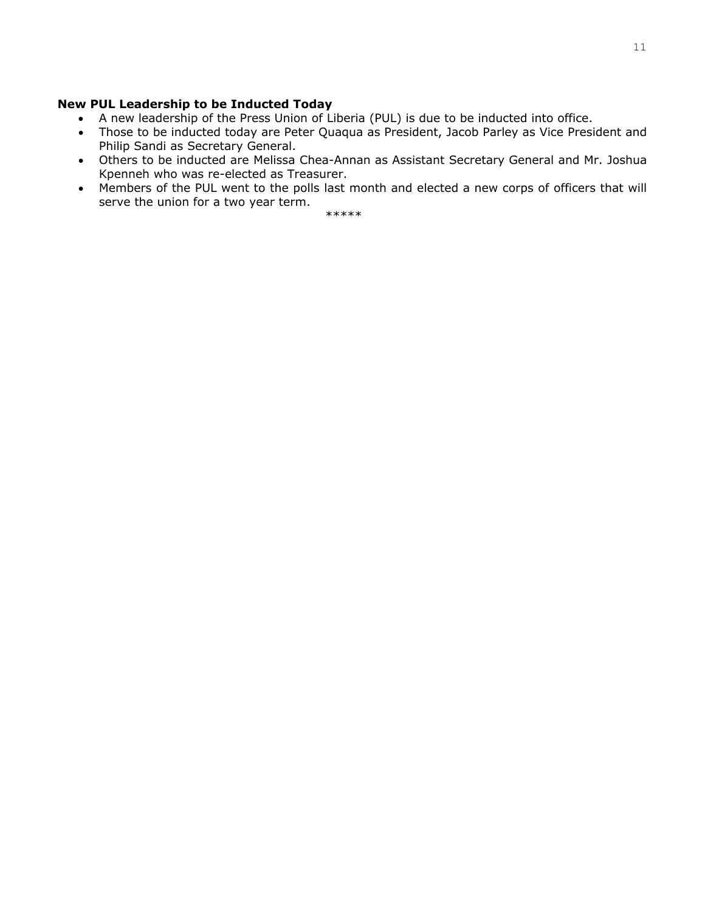**New PUL Leadership to be Inducted Today**

- A new leadership of the Press Union of Liberia (PUL) is due to be inducted into office.
- Those to be inducted today are Peter Quaqua as President, Jacob Parley as Vice President and Philip Sandi as Secretary General.
- Others to be inducted are Melissa Chea-Annan as Assistant Secretary General and Mr. Joshua Kpenneh who was re-elected as Treasurer.
- Members of the PUL went to the polls last month and elected a new corps of officers that will serve the union for a two year term.

*****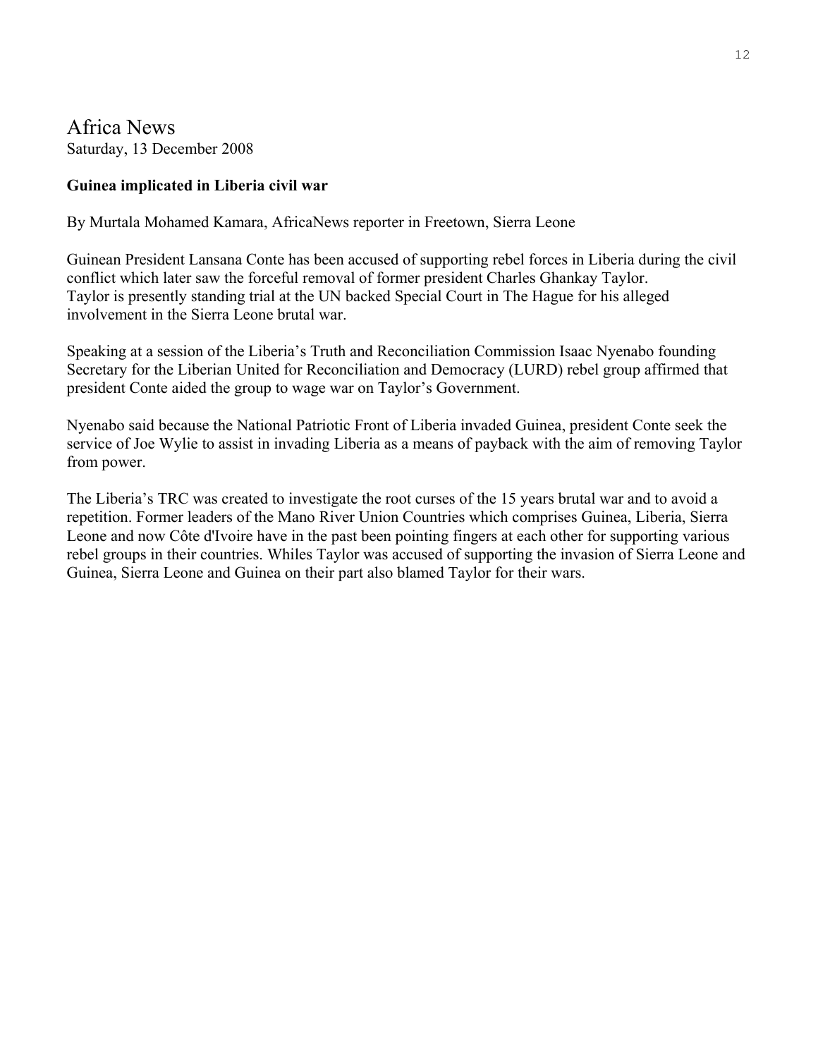# Africa News

Saturday, 13 December 2008

**Guinea implicated in Liberia civil war**

By Murtala Mohamed Kamara, AfricaNews reporter in Freetown, Sierra Leone

Guinean President Lansana Conte has been accused of supporting rebel forces in Liberia during the civil conflict which later saw the forceful removal of former president Charles Ghankay Taylor. Taylor is presently standing trial at the UN backed Special Court in The Hague for his alleged involvement in the Sierra Leone brutal war.

Speaking at a session of the Liberia's Truth and Reconciliation Commission Isaac Nyenabo founding Secretary for the Liberian United for Reconciliation and Democracy (LURD) rebel group affirmed that president Conte aided the group to wage war on Taylor's Government.

Nyenabo said because the National Patriotic Front of Liberia invaded Guinea, president Conte seek the service of Joe Wylie to assist in invading Liberia as a means of payback with the aim of removing Taylor from power.

The Liberia's TRC was created to investigate the root curses of the 15 years brutal war and to avoid a repetition. Former leaders of the Mano River Union Countries which comprises Guinea, Liberia, Sierra Leone and now Côte d'Ivoire have in the past been pointing fingers at each other for supporting various rebel groups in their countries. Whiles Taylor was accused of supporting the invasion of Sierra Leone and Guinea, Sierra Leone and Guinea on their part also blamed Taylor for their wars.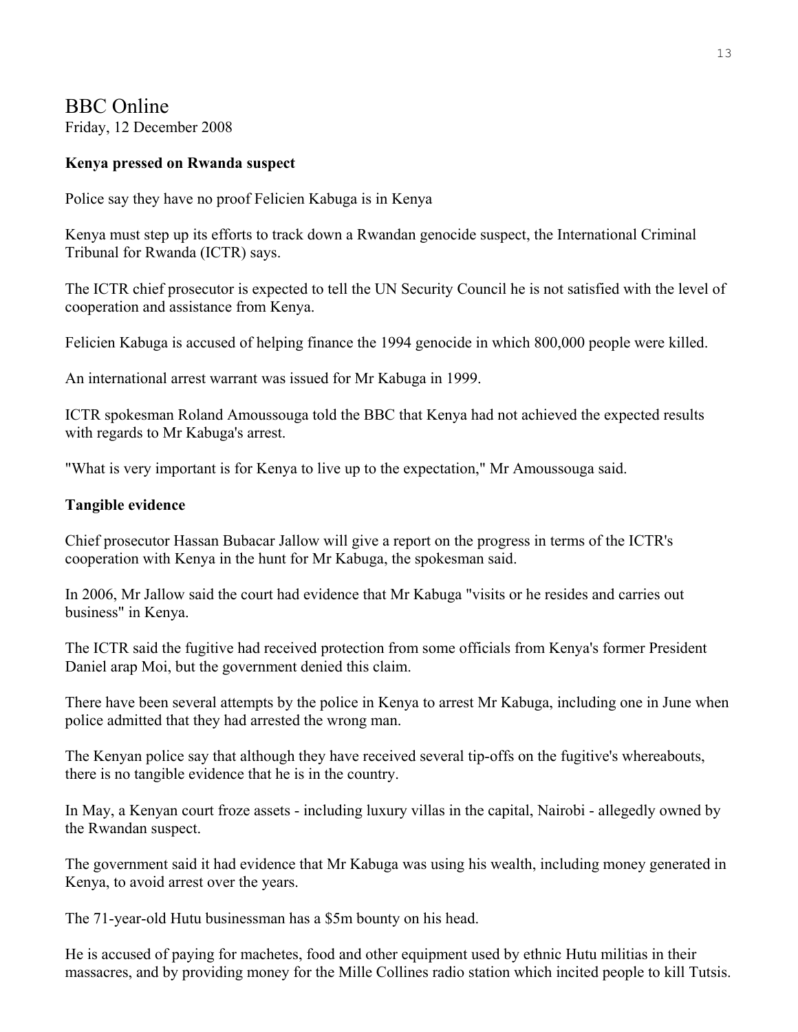# BBC Online

Friday, 12 December 2008

**Kenya pressed on Rwanda suspect**

Police say they have no proof Felicien Kabuga is in Kenya

Kenya must step up its efforts to track down a Rwandan genocide suspect, the International Criminal Tribunal for Rwanda (ICTR) says.

The ICTR chief prosecutor is expected to tell the UN Security Council he is not satisfied with the level of cooperation and assistance from Kenya.

Felicien Kabuga is accused of helping finance the 1994 genocide in which 800,000 people were killed.

An international arrest warrant was issued for Mr Kabuga in 1999.

ICTR spokesman Roland Amoussouga told the BBC that Kenya had not achieved the expected results with regards to Mr Kabuga's arrest.

"What is very important is for Kenya to live up to the expectation," Mr Amoussouga said.

**Tangible evidence**

Chief prosecutor Hassan Bubacar Jallow will give a report on the progress in terms of the ICTR's cooperation with Kenya in the hunt for Mr Kabuga, the spokesman said.

In 2006, Mr Jallow said the court had evidence that Mr Kabuga "visits or he resides and carries out business" in Kenya.

The ICTR said the fugitive had received protection from some officials from Kenya's former President Daniel arap Moi, but the government denied this claim.

There have been several attempts by the police in Kenya to arrest Mr Kabuga, including one in June when police admitted that they had arrested the wrong man.

The Kenyan police say that although they have received several tip-offs on the fugitive's whereabouts, there is no tangible evidence that he is in the country.

In May, a Kenyan court froze assets - including luxury villas in the capital, Nairobi - allegedly owned by the Rwandan suspect.

The government said it had evidence that Mr Kabuga was using his wealth, including money generated in Kenya, to avoid arrest over the years.

The 71-year-old Hutu businessman has a $5m bounty on his head.

He is accused of paying for machetes, food and other equipment used by ethnic Hutu militias in their massacres, and by providing money for the Mille Collines radio station which incited people to kill Tutsis.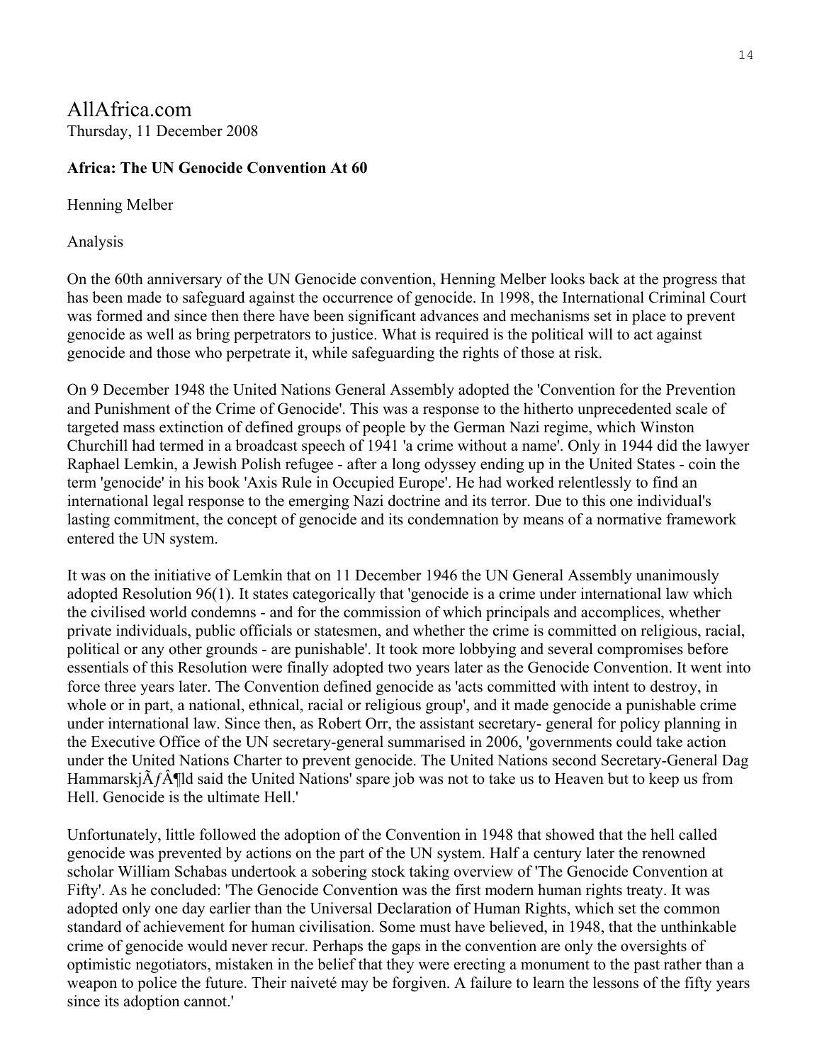AllAfrica.com
Thursday, 11 December 2008

**Africa: The UN Genocide Convention At 60**

Henning Melber

Analysis

On the 60th anniversary of the UN Genocide convention, Henning Melber looks back at the progress that has been made to safeguard against the occurrence of genocide. In 1998, the International Criminal Court was formed and since then there have been significant advances and mechanisms set in place to prevent genocide as well as bring perpetrators to justice. What is required is the political will to act against genocide and those who perpetrate it, while safeguarding the rights of those at risk.

On 9 December 1948 the United Nations General Assembly adopted the 'Convention for the Prevention and Punishment of the Crime of Genocide'. This was a response to the hitherto unprecedented scale of targeted mass extinction of defined groups of people by the German Nazi regime, which Winston Churchill had termed in a broadcast speech of 1941 'a crime without a name'. Only in 1944 did the lawyer Raphael Lemkin, a Jewish Polish refugee - after a long odyssey ending up in the United States - coin the term 'genocide' in his book 'Axis Rule in Occupied Europe'. He had worked relentlessly to find an international legal response to the emerging Nazi doctrine and its terror. Due to this one individual's lasting commitment, the concept of genocide and its condemnation by means of a normative framework entered the UN system.

It was on the initiative of Lemkin that on 11 December 1946 the UN General Assembly unanimously adopted Resolution 96(1). It states categorically that 'genocide is a crime under international law which the civilised world condemns - and for the commission of which principals and accomplices, whether private individuals, public officials or statesmen, and whether the crime is committed on religious, racial, political or any other grounds - are punishable'. It took more lobbying and several compromises before essentials of this Resolution were finally adopted two years later as the Genocide Convention. It went into force three years later. The Convention defined genocide as 'acts committed with intent to destroy, in whole or in part, a national, ethnical, racial or religious group', and it made genocide a punishable crime under international law. Since then, as Robert Orr, the assistant secretary- general for policy planning in the Executive Office of the UN secretary-general summarised in 2006, 'governments could take action under the United Nations Charter to prevent genocide. The United Nations second Secretary-General Dag HammarskjÃƒÂ¶ld said the United Nations' spare job was not to take us to Heaven but to keep us from Hell. Genocide is the ultimate Hell.'

Unfortunately, little followed the adoption of the Convention in 1948 that showed that the hell called genocide was prevented by actions on the part of the UN system. Half a century later the renowned scholar William Schabas undertook a sobering stock taking overview of 'The Genocide Convention at Fifty'. As he concluded: 'The Genocide Convention was the first modern human rights treaty. It was adopted only one day earlier than the Universal Declaration of Human Rights, which set the common standard of achievement for human civilisation. Some must have believed, in 1948, that the unthinkable crime of genocide would never recur. Perhaps the gaps in the convention are only the oversights of optimistic negotiators, mistaken in the belief that they were erecting a monument to the past rather than a weapon to police the future. Their naiveté may be forgiven. A failure to learn the lessons of the fifty years since its adoption cannot.'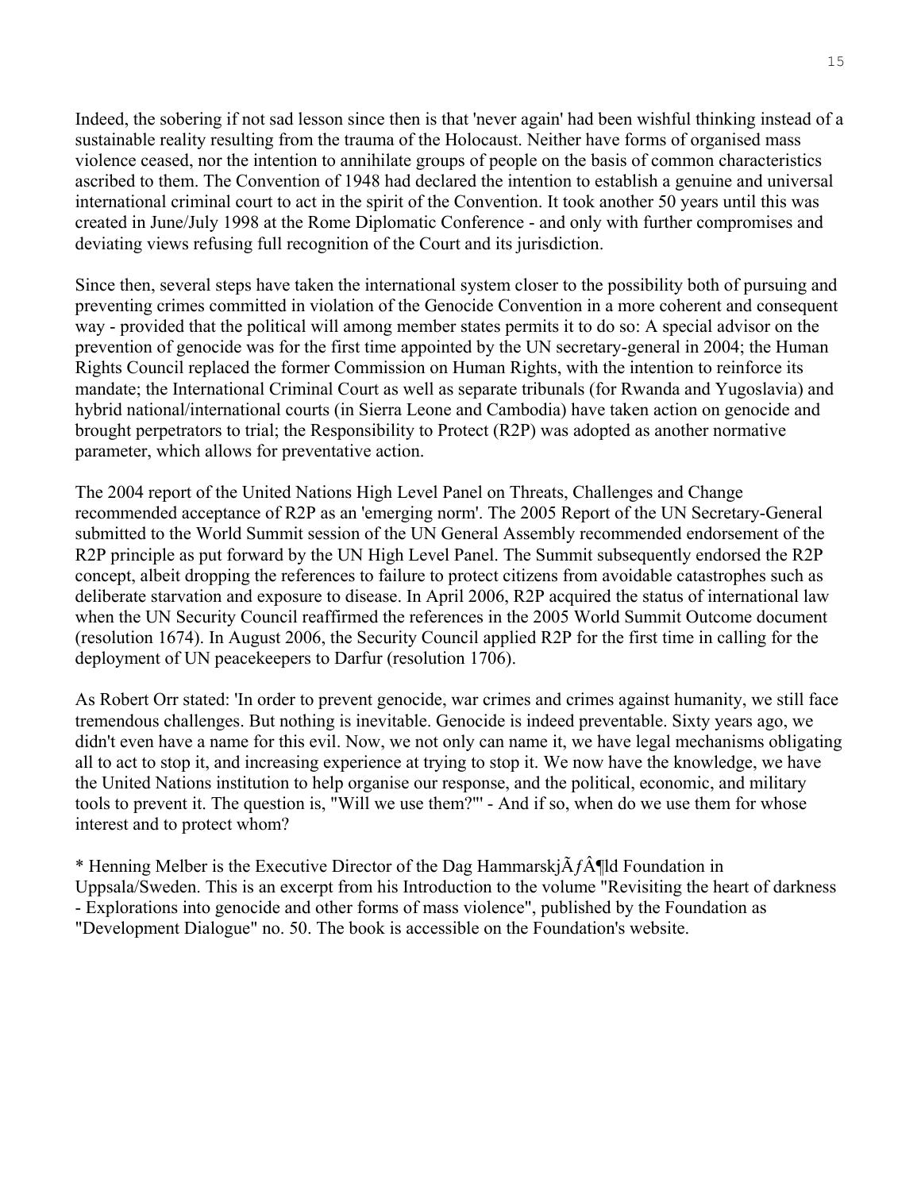Indeed, the sobering if not sad lesson since then is that 'never again' had been wishful thinking instead of a sustainable reality resulting from the trauma of the Holocaust. Neither have forms of organised mass violence ceased, nor the intention to annihilate groups of people on the basis of common characteristics ascribed to them. The Convention of 1948 had declared the intention to establish a genuine and universal international criminal court to act in the spirit of the Convention. It took another 50 years until this was created in June/July 1998 at the Rome Diplomatic Conference - and only with further compromises and deviating views refusing full recognition of the Court and its jurisdiction.

Since then, several steps have taken the international system closer to the possibility both of pursuing and preventing crimes committed in violation of the Genocide Convention in a more coherent and consequent way - provided that the political will among member states permits it to do so: A special advisor on the prevention of genocide was for the first time appointed by the UN secretary-general in 2004; the Human Rights Council replaced the former Commission on Human Rights, with the intention to reinforce its mandate; the International Criminal Court as well as separate tribunals (for Rwanda and Yugoslavia) and hybrid national/international courts (in Sierra Leone and Cambodia) have taken action on genocide and brought perpetrators to trial; the Responsibility to Protect (R2P) was adopted as another normative parameter, which allows for preventative action.

The 2004 report of the United Nations High Level Panel on Threats, Challenges and Change recommended acceptance of R2P as an 'emerging norm'. The 2005 Report of the UN Secretary-General submitted to the World Summit session of the UN General Assembly recommended endorsement of the R2P principle as put forward by the UN High Level Panel. The Summit subsequently endorsed the R2P concept, albeit dropping the references to failure to protect citizens from avoidable catastrophes such as deliberate starvation and exposure to disease. In April 2006, R2P acquired the status of international law when the UN Security Council reaffirmed the references in the 2005 World Summit Outcome document (resolution 1674). In August 2006, the Security Council applied R2P for the first time in calling for the deployment of UN peacekeepers to Darfur (resolution 1706).

As Robert Orr stated: 'In order to prevent genocide, war crimes and crimes against humanity, we still face tremendous challenges. But nothing is inevitable. Genocide is indeed preventable. Sixty years ago, we didn't even have a name for this evil. Now, we not only can name it, we have legal mechanisms obligating all to act to stop it, and increasing experience at trying to stop it. We now have the knowledge, we have the United Nations institution to help organise our response, and the political, economic, and military tools to prevent it. The question is, "Will we use them?"' - And if so, when do we use them for whose interest and to protect whom?

* Henning Melber is the Executive Director of the Dag HammarskjÃƒÂ¶ld Foundation in Uppsala/Sweden. This is an excerpt from his Introduction to the volume "Revisiting the heart of darkness - Explorations into genocide and other forms of mass violence", published by the Foundation as "Development Dialogue" no. 50. The book is accessible on the Foundation's website.